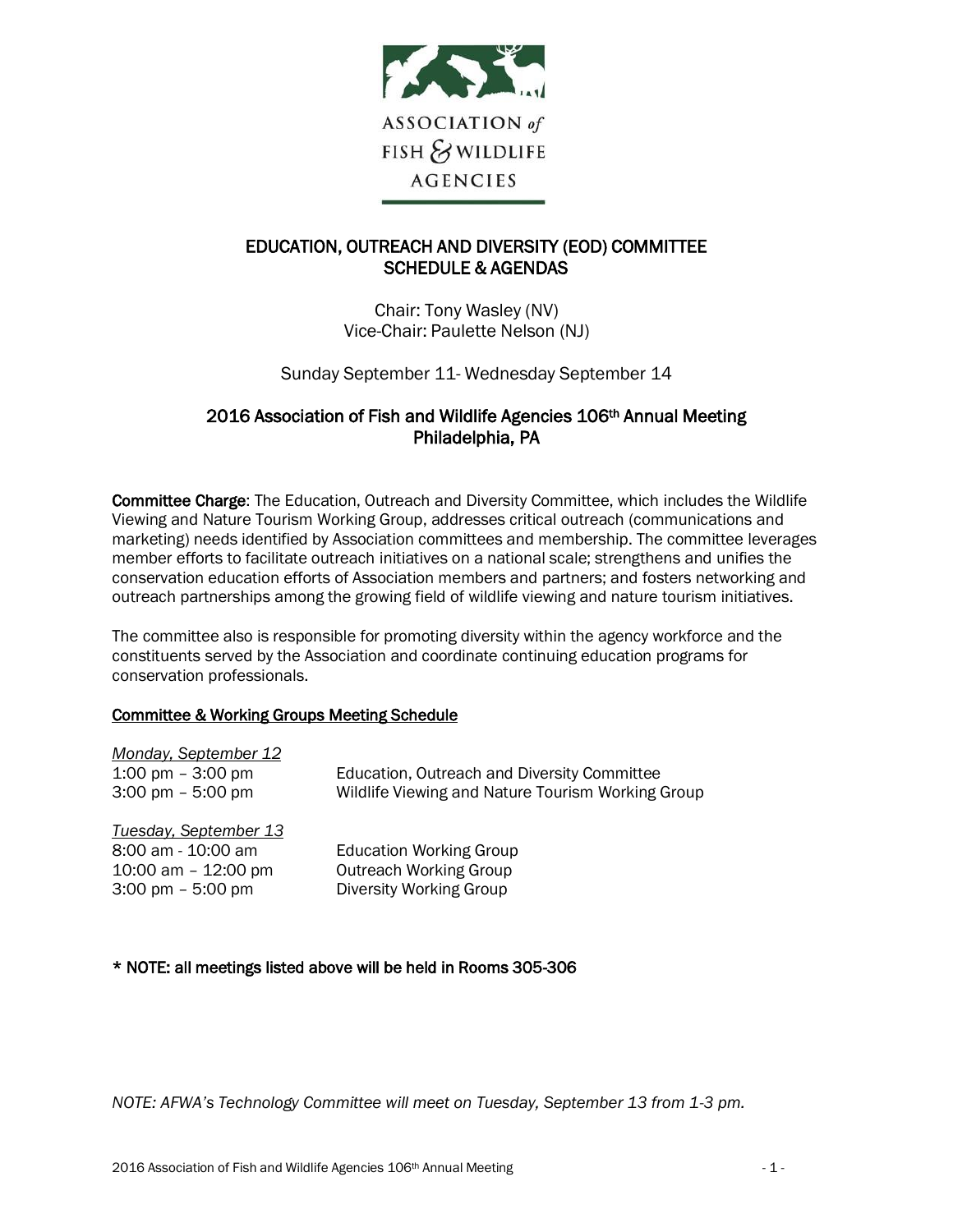ASSOCIATION of FISH & WILDLIFE AGENCIES

# EDUCATION, OUTREACH AND DIVERSITY (EOD) COMMITTEE
# SCHEDULE & AGENDAS

Chair: Tony Wasley (NV)
Vice-Chair: Paulette Nelson (NJ)

Sunday September 11- Wednesday September 14

## 2016 Association of Fish and Wildlife Agencies 106th Annual Meeting
## Philadelphia, PA

**Committee Charge**: The Education, Outreach and Diversity Committee, which includes the Wildlife Viewing and Nature Tourism Working Group, addresses critical outreach (communications and marketing) needs identified by Association committees and membership. The committee leverages member efforts to facilitate outreach initiatives on a national scale; strengthens and unifies the conservation education efforts of Association members and partners; and fosters networking and outreach partnerships among the growing field of wildlife viewing and nature tourism initiatives.

The committee also is responsible for promoting diversity within the agency workforce and the constituents served by the Association and coordinate continuing education programs for conservation professionals.

**Committee & Working Groups Meeting Schedule**

*Monday, September 12*

| | |
|---|---|
| 1:00 pm – 3:00 pm | Education, Outreach and Diversity Committee |
| 3:00 pm – 5:00 pm | Wildlife Viewing and Nature Tourism Working Group |

*Tuesday, September 13*

| | |
|---|---|
| 8:00 am - 10:00 am | Education Working Group |
| 10:00 am – 12:00 pm | Outreach Working Group |
| 3:00 pm – 5:00 pm | Diversity Working Group |

**\* NOTE: all meetings listed above will be held in Rooms 305-306**

*NOTE: AFWA's Technology Committee will meet on Tuesday, September 13 from 1-3 pm.*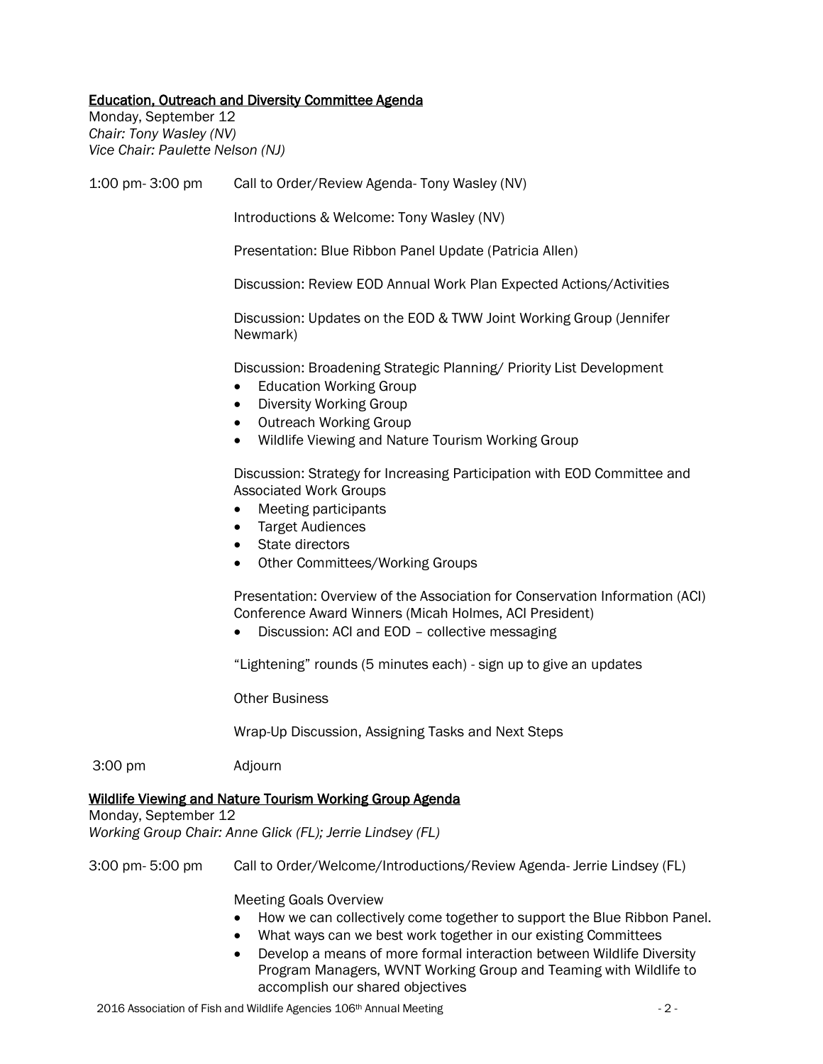## Education, Outreach and Diversity Committee Agenda

Monday, September 12
*Chair: Tony Wasley (NV)*
*Vice Chair: Paulette Nelson (NJ)*

1:00 pm- 3:00 pm — Call to Order/Review Agenda- Tony Wasley (NV)

Introductions & Welcome: Tony Wasley (NV)

Presentation: Blue Ribbon Panel Update (Patricia Allen)

Discussion: Review EOD Annual Work Plan Expected Actions/Activities

Discussion: Updates on the EOD & TWW Joint Working Group (Jennifer Newmark)

Discussion: Broadening Strategic Planning/ Priority List Development

- Education Working Group
- Diversity Working Group
- Outreach Working Group
- Wildlife Viewing and Nature Tourism Working Group

Discussion: Strategy for Increasing Participation with EOD Committee and Associated Work Groups

- Meeting participants
- Target Audiences
- State directors
- Other Committees/Working Groups

Presentation: Overview of the Association for Conservation Information (ACI) Conference Award Winners (Micah Holmes, ACI President)

- Discussion: ACI and EOD – collective messaging

"Lightening" rounds (5 minutes each) - sign up to give an updates

Other Business

Wrap-Up Discussion, Assigning Tasks and Next Steps

3:00 pm — Adjourn

## Wildlife Viewing and Nature Tourism Working Group Agenda

Monday, September 12
*Working Group Chair: Anne Glick (FL); Jerrie Lindsey (FL)*

3:00 pm- 5:00 pm — Call to Order/Welcome/Introductions/Review Agenda- Jerrie Lindsey (FL)

Meeting Goals Overview

- How we can collectively come together to support the Blue Ribbon Panel.
- What ways can we best work together in our existing Committees
- Develop a means of more formal interaction between Wildlife Diversity Program Managers, WVNT Working Group and Teaming with Wildlife to accomplish our shared objectives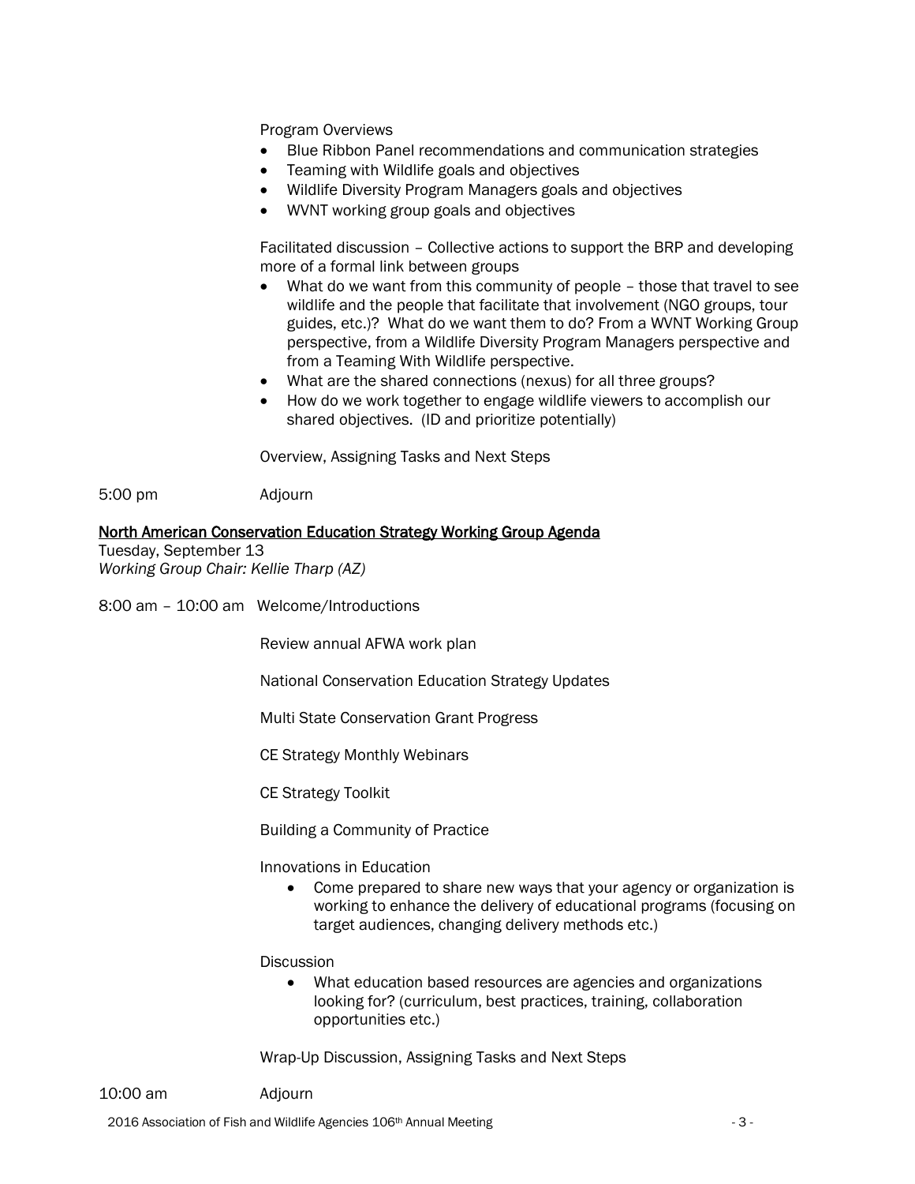Program Overviews

- Blue Ribbon Panel recommendations and communication strategies
- Teaming with Wildlife goals and objectives
- Wildlife Diversity Program Managers goals and objectives
- WVNT working group goals and objectives

Facilitated discussion – Collective actions to support the BRP and developing more of a formal link between groups

- What do we want from this community of people – those that travel to see wildlife and the people that facilitate that involvement (NGO groups, tour guides, etc.)? What do we want them to do? From a WVNT Working Group perspective, from a Wildlife Diversity Program Managers perspective and from a Teaming With Wildlife perspective.
- What are the shared connections (nexus) for all three groups?
- How do we work together to engage wildlife viewers to accomplish our shared objectives. (ID and prioritize potentially)

Overview, Assigning Tasks and Next Steps

5:00 pm Adjourn

## North American Conservation Education Strategy Working Group Agenda

Tuesday, September 13
*Working Group Chair: Kellie Tharp (AZ)*

8:00 am – 10:00 am Welcome/Introductions

Review annual AFWA work plan

National Conservation Education Strategy Updates

Multi State Conservation Grant Progress

CE Strategy Monthly Webinars

CE Strategy Toolkit

Building a Community of Practice

Innovations in Education

- Come prepared to share new ways that your agency or organization is working to enhance the delivery of educational programs (focusing on target audiences, changing delivery methods etc.)

Discussion

- What education based resources are agencies and organizations looking for? (curriculum, best practices, training, collaboration opportunities etc.)

Wrap-Up Discussion, Assigning Tasks and Next Steps

10:00 am Adjourn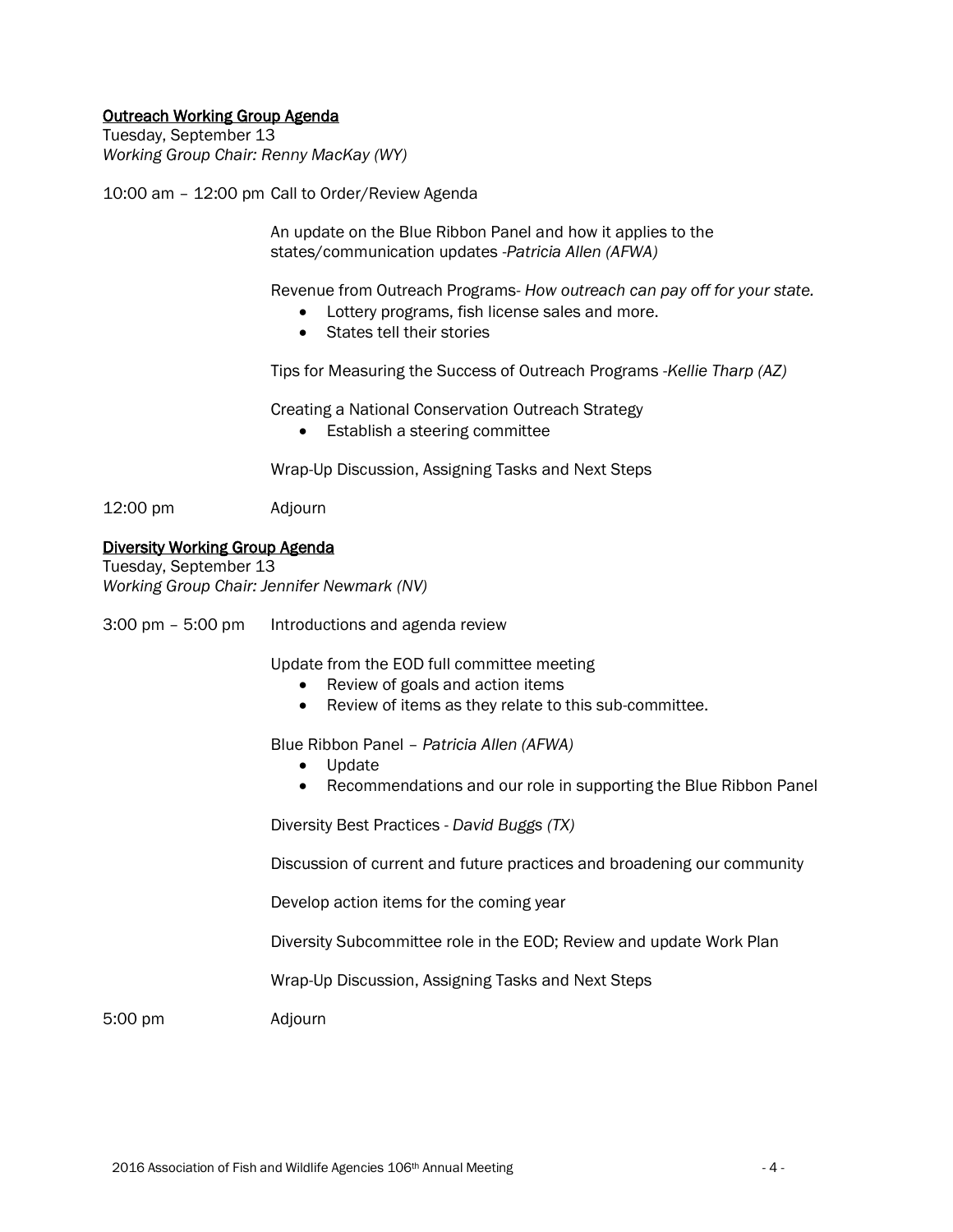## Outreach Working Group Agenda

Tuesday, September 13

*Working Group Chair: Renny MacKay (WY)*

10:00 am – 12:00 pm Call to Order/Review Agenda

An update on the Blue Ribbon Panel and how it applies to the states/communication updates -*Patricia Allen (AFWA)*

Revenue from Outreach Programs- *How outreach can pay off for your state.*

- Lottery programs, fish license sales and more.
- States tell their stories

Tips for Measuring the Success of Outreach Programs -*Kellie Tharp (AZ)*

Creating a National Conservation Outreach Strategy

- Establish a steering committee

Wrap-Up Discussion, Assigning Tasks and Next Steps

12:00 pm Adjourn

## Diversity Working Group Agenda

Tuesday, September 13

*Working Group Chair: Jennifer Newmark (NV)*

3:00 pm – 5:00 pm Introductions and agenda review

Update from the EOD full committee meeting

- Review of goals and action items
- Review of items as they relate to this sub-committee.

Blue Ribbon Panel – *Patricia Allen (AFWA)*

- Update
- Recommendations and our role in supporting the Blue Ribbon Panel

Diversity Best Practices - *David Buggs (TX)*

Discussion of current and future practices and broadening our community

Develop action items for the coming year

Diversity Subcommittee role in the EOD; Review and update Work Plan

Wrap-Up Discussion, Assigning Tasks and Next Steps

5:00 pm Adjourn